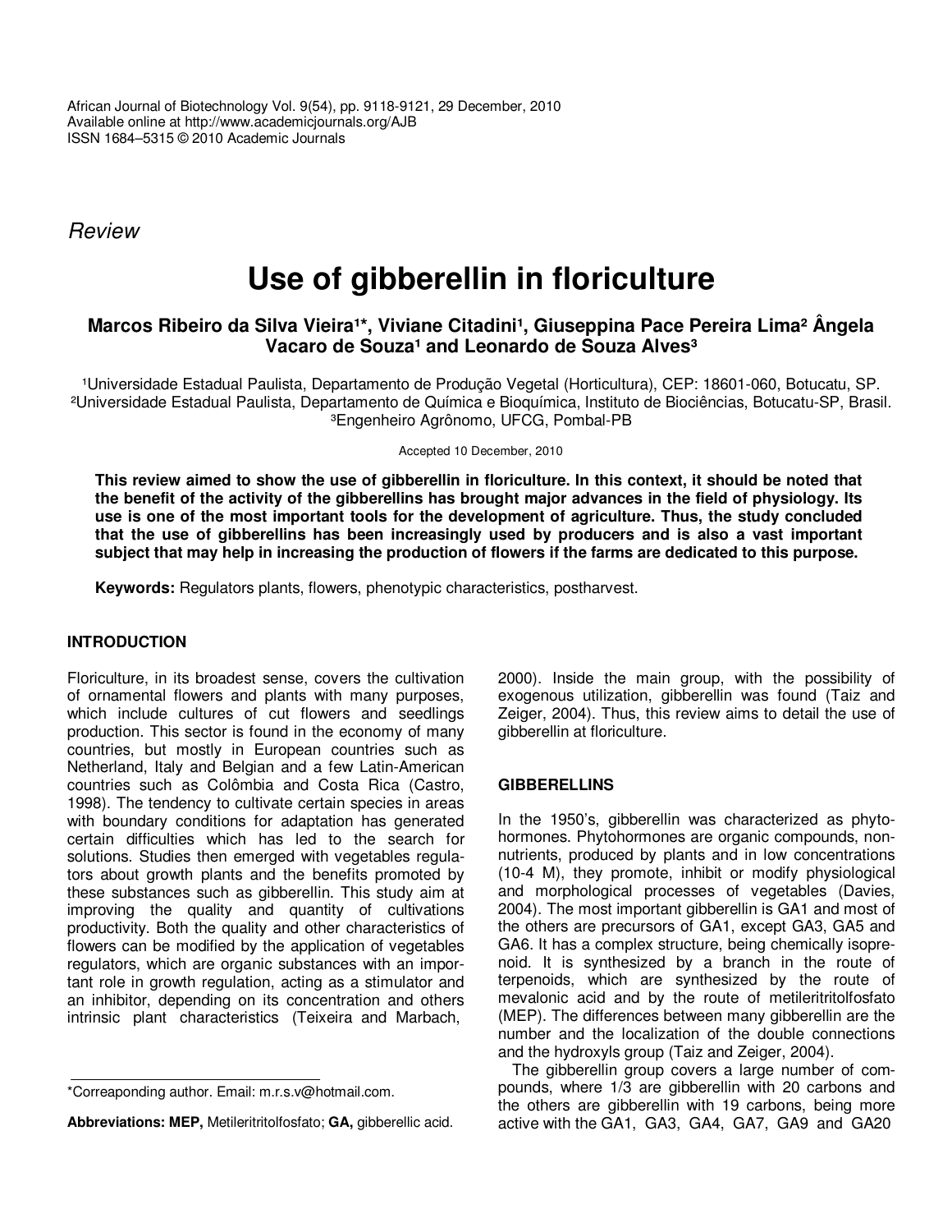African Journal of Biotechnology Vol. 9(54), pp. 9118-9121, 29 December, 2010
Available online at http://www.academicjournals.org/AJB
ISSN 1684–5315 © 2010 Academic Journals

*Review*

# Use of gibberellin in floriculture

**Marcos Ribeiro da Silva Vieira[1]*, Viviane Citadini[1], Giuseppina Pace Pereira Lima[2] Ângela Vacaro de Souza[1] and Leonardo de Souza Alves[3]**

[1]Universidade Estadual Paulista, Departamento de Produção Vegetal (Horticultura), CEP: 18601-060, Botucatu, SP.
[2]Universidade Estadual Paulista, Departamento de Química e Bioquímica, Instituto de Biociências, Botucatu-SP, Brasil.
[3]Engenheiro Agrônomo, UFCG, Pombal-PB

Accepted 10 December, 2010

**This review aimed to show the use of gibberellin in floriculture. In this context, it should be noted that the benefit of the activity of the gibberellins has brought major advances in the field of physiology. Its use is one of the most important tools for the development of agriculture. Thus, the study concluded that the use of gibberellins has been increasingly used by producers and is also a vast important subject that may help in increasing the production of flowers if the farms are dedicated to this purpose.**

**Keywords:** Regulators plants, flowers, phenotypic characteristics, postharvest.

## INTRODUCTION

Floriculture, in its broadest sense, covers the cultivation of ornamental flowers and plants with many purposes, which include cultures of cut flowers and seedlings production. This sector is found in the economy of many countries, but mostly in European countries such as Netherland, Italy and Belgian and a few Latin-American countries such as Colômbia and Costa Rica (Castro, 1998). The tendency to cultivate certain species in areas with boundary conditions for adaptation has generated certain difficulties which has led to the search for solutions. Studies then emerged with vegetables regulators about growth plants and the benefits promoted by these substances such as gibberellin. This study aim at improving the quality and quantity of cultivations productivity. Both the quality and other characteristics of flowers can be modified by the application of vegetables regulators, which are organic substances with an important role in growth regulation, acting as a stimulator and an inhibitor, depending on its concentration and others intrinsic plant characteristics (Teixeira and Marbach, 2000). Inside the main group, with the possibility of exogenous utilization, gibberellin was found (Taiz and Zeiger, 2004). Thus, this review aims to detail the use of gibberellin at floriculture.

## GIBBERELLINS

In the 1950's, gibberellin was characterized as phytohormones. Phytohormones are organic compounds, non-nutrients, produced by plants and in low concentrations (10-4 M), they promote, inhibit or modify physiological and morphological processes of vegetables (Davies, 2004). The most important gibberellin is GA1 and most of the others are precursors of GA1, except GA3, GA5 and GA6. It has a complex structure, being chemically isoprenoid. It is synthesized by a branch in the route of terpenoids, which are synthesized by the route of mevalonic acid and by the route of metileritritolfosfato (MEP). The differences between many gibberellin are the number and the localization of the double connections and the hydroxyls group (Taiz and Zeiger, 2004).

The gibberellin group covers a large number of compounds, where 1/3 are gibberellin with 20 carbons and the others are gibberellin with 19 carbons, being more active with the GA1, GA3, GA4, GA7, GA9 and GA20

*Correaponding author. Email: m.r.s.v@hotmail.com.

**Abbreviations: MEP,** Metileritritolfosfato; **GA,** gibberellic acid.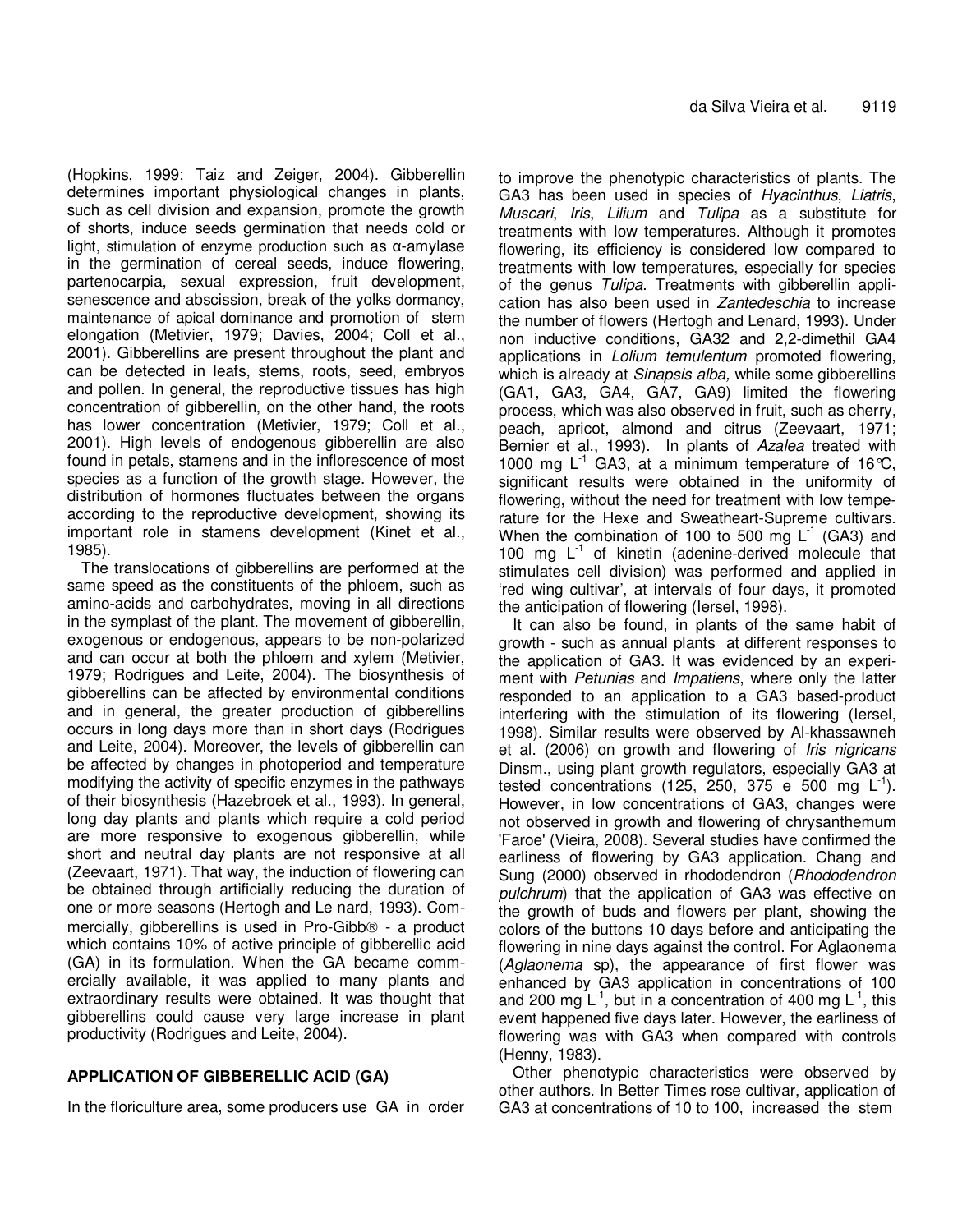(Hopkins, 1999; Taiz and Zeiger, 2004). Gibberellin determines important physiological changes in plants, such as cell division and expansion, promote the growth of shorts, induce seeds germination that needs cold or light, stimulation of enzyme production such as α-amylase in the germination of cereal seeds, induce flowering, partenocarpia, sexual expression, fruit development, senescence and abscission, break of the yolks dormancy, maintenance of apical dominance and promotion of stem elongation (Metivier, 1979; Davies, 2004; Coll et al., 2001). Gibberellins are present throughout the plant and can be detected in leafs, stems, roots, seed, embryos and pollen. In general, the reproductive tissues has high concentration of gibberellin, on the other hand, the roots has lower concentration (Metivier, 1979; Coll et al., 2001). High levels of endogenous gibberellin are also found in petals, stamens and in the inflorescence of most species as a function of the growth stage. However, the distribution of hormones fluctuates between the organs according to the reproductive development, showing its important role in stamens development (Kinet et al., 1985).

The translocations of gibberellins are performed at the same speed as the constituents of the phloem, such as amino-acids and carbohydrates, moving in all directions in the symplast of the plant. The movement of gibberellin, exogenous or endogenous, appears to be non-polarized and can occur at both the phloem and xylem (Metivier, 1979; Rodrigues and Leite, 2004). The biosynthesis of gibberellins can be affected by environmental conditions and in general, the greater production of gibberellins occurs in long days more than in short days (Rodrigues and Leite, 2004). Moreover, the levels of gibberellin can be affected by changes in photoperiod and temperature modifying the activity of specific enzymes in the pathways of their biosynthesis (Hazebroek et al., 1993). In general, long day plants and plants which require a cold period are more responsive to exogenous gibberellin, while short and neutral day plants are not responsive at all (Zeevaart, 1971). That way, the induction of flowering can be obtained through artificially reducing the duration of one or more seasons (Hertogh and Le nard, 1993). Commercially, gibberellins is used in Pro-Gibb® - a product which contains 10% of active principle of gibberellic acid (GA) in its formulation. When the GA became commercially available, it was applied to many plants and extraordinary results were obtained. It was thought that gibberellins could cause very large increase in plant productivity (Rodrigues and Leite, 2004).

## APPLICATION OF GIBBERELLIC ACID (GA)

In the floriculture area, some producers use GA in order to improve the phenotypic characteristics of plants. The GA3 has been used in species of *Hyacinthus*, *Liatris*, *Muscari*, *Iris*, *Lilium* and *Tulipa* as a substitute for treatments with low temperatures. Although it promotes flowering, its efficiency is considered low compared to treatments with low temperatures, especially for species of the genus *Tulipa*. Treatments with gibberellin application has also been used in *Zantedeschia* to increase the number of flowers (Hertogh and Lenard, 1993). Under non inductive conditions, GA32 and 2,2-dimethil GA4 applications in *Lolium temulentum* promoted flowering, which is already at *Sinapsis alba,* while some gibberellins (GA1, GA3, GA4, GA7, GA9) limited the flowering process, which was also observed in fruit, such as cherry, peach, apricot, almond and citrus (Zeevaart, 1971; Bernier et al., 1993). In plants of *Azalea* treated with 1000 mg $L^{-1}$ GA3, at a minimum temperature of 16°C, significant results were obtained in the uniformity of flowering, without the need for treatment with low temperature for the Hexe and Sweatheart-Supreme cultivars. When the combination of 100 to 500 mg $L^{-1}$ (GA3) and 100 mg $L^{-1}$ of kinetin (adenine-derived molecule that stimulates cell division) was performed and applied in 'red wing cultivar', at intervals of four days, it promoted the anticipation of flowering (Iersel, 1998).

It can also be found, in plants of the same habit of growth - such as annual plants at different responses to the application of GA3. It was evidenced by an experiment with *Petunias* and *Impatiens*, where only the latter responded to an application to a GA3 based-product interfering with the stimulation of its flowering (Iersel, 1998). Similar results were observed by Al-khassawneh et al. (2006) on growth and flowering of *Iris nigricans* Dinsm., using plant growth regulators, especially GA3 at tested concentrations (125, 250, 375 e 500 mg $L^{-1}$). However, in low concentrations of GA3, changes were not observed in growth and flowering of chrysanthemum 'Faroe' (Vieira, 2008). Several studies have confirmed the earliness of flowering by GA3 application. Chang and Sung (2000) observed in rhododendron (*Rhododendron pulchrum*) that the application of GA3 was effective on the growth of buds and flowers per plant, showing the colors of the buttons 10 days before and anticipating the flowering in nine days against the control. For Aglaonema (*Aglaonema* sp), the appearance of first flower was enhanced by GA3 application in concentrations of 100 and 200 mg $L^{-1}$, but in a concentration of 400 mg $L^{-1}$, this event happened five days later. However, the earliness of flowering was with GA3 when compared with controls (Henny, 1983).

Other phenotypic characteristics were observed by other authors. In Better Times rose cultivar, application of GA3 at concentrations of 10 to 100, increased the stem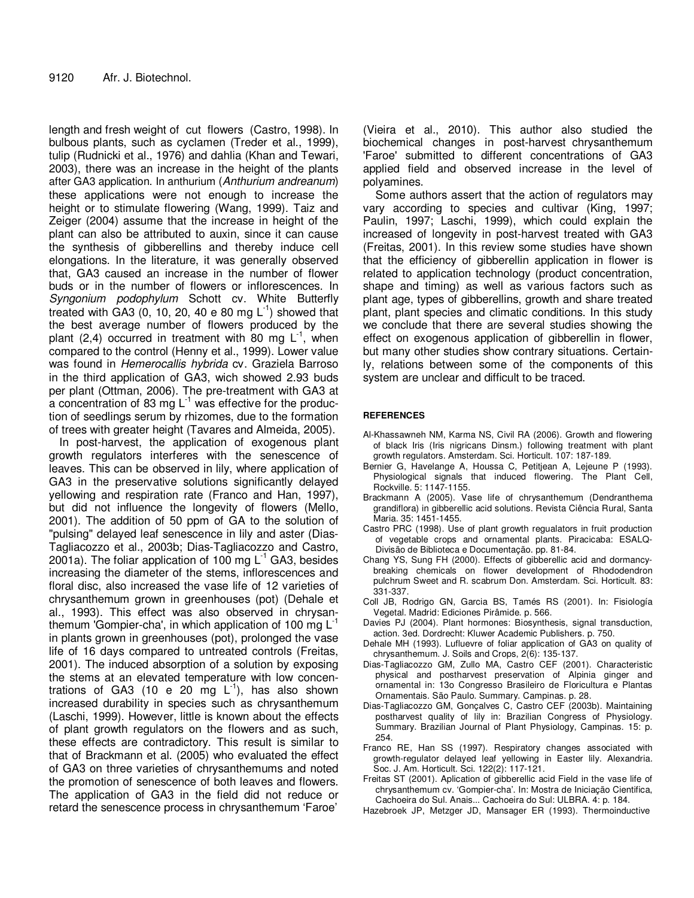length and fresh weight of cut flowers (Castro, 1998). In bulbous plants, such as cyclamen (Treder et al., 1999), tulip (Rudnicki et al., 1976) and dahlia (Khan and Tewari, 2003), there was an increase in the height of the plants after GA3 application. In anthurium (*Anthurium andreanum*) these applications were not enough to increase the height or to stimulate flowering (Wang, 1999). Taiz and Zeiger (2004) assume that the increase in height of the plant can also be attributed to auxin, since it can cause the synthesis of gibberellins and thereby induce cell elongations. In the literature, it was generally observed that, GA3 caused an increase in the number of flower buds or in the number of flowers or inflorescences. In *Syngonium podophylum* Schott cv. White Butterfly treated with GA3 (0, 10, 20, 40 e 80 mg $L^{-1}$) showed that the best average number of flowers produced by the plant (2,4) occurred in treatment with 80 mg $L^{-1}$, when compared to the control (Henny et al., 1999). Lower value was found in *Hemerocallis hybrida* cv. Graziela Barroso in the third application of GA3, wich showed 2.93 buds per plant (Ottman, 2006). The pre-treatment with GA3 at a concentration of 83 mg $L^{-1}$ was effective for the production of seedlings serum by rhizomes, due to the formation of trees with greater height (Tavares and Almeida, 2005).

In post-harvest, the application of exogenous plant growth regulators interferes with the senescence of leaves. This can be observed in lily, where application of GA3 in the preservative solutions significantly delayed yellowing and respiration rate (Franco and Han, 1997), but did not influence the longevity of flowers (Mello, 2001). The addition of 50 ppm of GA to the solution of "pulsing" delayed leaf senescence in lily and aster (Dias-Tagliacozzo et al., 2003b; Dias-Tagliacozzo and Castro, 2001a). The foliar application of 100 mg $L^{-1}$ GA3, besides increasing the diameter of the stems, inflorescences and floral disc, also increased the vase life of 12 varieties of chrysanthemum grown in greenhouses (pot) (Dehale et al., 1993). This effect was also observed in chrysanthemum 'Gompier-cha', in which application of 100 mg $L^{-1}$ in plants grown in greenhouses (pot), prolonged the vase life of 16 days compared to untreated controls (Freitas, 2001). The induced absorption of a solution by exposing the stems at an elevated temperature with low concentrations of GA3 (10 e 20 mg $L^{-1}$), has also shown increased durability in species such as chrysanthemum (Laschi, 1999). However, little is known about the effects of plant growth regulators on the flowers and as such, these effects are contradictory. This result is similar to that of Brackmann et al. (2005) who evaluated the effect of GA3 on three varieties of chrysanthemums and noted the promotion of senescence of both leaves and flowers. The application of GA3 in the field did not reduce or retard the senescence process in chrysanthemum 'Faroe' (Vieira et al., 2010). This author also studied the biochemical changes in post-harvest chrysanthemum 'Faroe' submitted to different concentrations of GA3 applied field and observed increase in the level of polyamines.

Some authors assert that the action of regulators may vary according to species and cultivar (King, 1997; Paulin, 1997; Laschi, 1999), which could explain the increased of longevity in post-harvest treated with GA3 (Freitas, 2001). In this review some studies have shown that the efficiency of gibberellin application in flower is related to application technology (product concentration, shape and timing) as well as various factors such as plant age, types of gibberellins, growth and share treated plant, plant species and climatic conditions. In this study we conclude that there are several studies showing the effect on exogenous application of gibberellin in flower, but many other studies show contrary situations. Certainly, relations between some of the components of this system are unclear and difficult to be traced.

## REFERENCES

Al-Khassawneh NM, Karma NS, Civil RA (2006). Growth and flowering of black Iris (Iris nigricans Dinsm.) following treatment with plant growth regulators. Amsterdam. Sci. Horticult. 107: 187-189.

Bernier G, Havelange A, Houssa C, Petitjean A, Lejeune P (1993). Physiological signals that induced flowering. The Plant Cell, Rockville. 5: 1147-1155.

Brackmann A (2005). Vase life of chrysanthemum (Dendranthema grandiflora) in gibberellic acid solutions. Revista Ciência Rural, Santa Maria. 35: 1451-1455.

Castro PRC (1998). Use of plant growth regualators in fruit production of vegetable crops and ornamental plants. Piracicaba: ESALQ-Divisão de Biblioteca e Documentação. pp. 81-84.

Chang YS, Sung FH (2000). Effects of gibberellic acid and dormancy-breaking chemicals on flower development of Rhododendron pulchrum Sweet and R. scabrum Don. Amsterdam. Sci. Horticult. 83: 331-337.

Coll JB, Rodrigo GN, Garcia BS, Tamés RS (2001). In: Fisiología Vegetal. Madrid: Ediciones Pirâmide. p. 566.

Davies PJ (2004). Plant hormones: Biosynthesis, signal transduction, action. 3ed. Dordrecht: Kluwer Academic Publishers. p. 750.

Dehale MH (1993). Lufluevre of foliar application of GA3 on quality of chrysanthemum. J. Soils and Crops, 2(6): 135-137.

Dias-Tagliacozzo GM, Zullo MA, Castro CEF (2001). Characteristic physical and postharvest preservation of Alpinia ginger and ornamental in: 13o Congresso Brasileiro de Floricultura e Plantas Ornamentais. São Paulo. Summary. Campinas. p. 28.

Dias-Tagliacozzo GM, Gonçalves C, Castro CEF (2003b). Maintaining postharvest quality of lily in: Brazilian Congress of Physiology. Summary. Brazilian Journal of Plant Physiology, Campinas. 15: p. 254.

Franco RE, Han SS (1997). Respiratory changes associated with growth-regulator delayed leaf yellowing in Easter lily. Alexandria. Soc. J. Am. Horticult. Sci. 122(2): 117-121.

Freitas ST (2001). Aplication of gibberellic acid Field in the vase life of chrysanthemum cv. 'Gompier-cha'. In: Mostra de Iniciação Cientifica, Cachoeira do Sul. Anais... Cachoeira do Sul: ULBRA. 4: p. 184.

Hazebroek JP, Metzger JD, Mansager ER (1993). Thermoinductive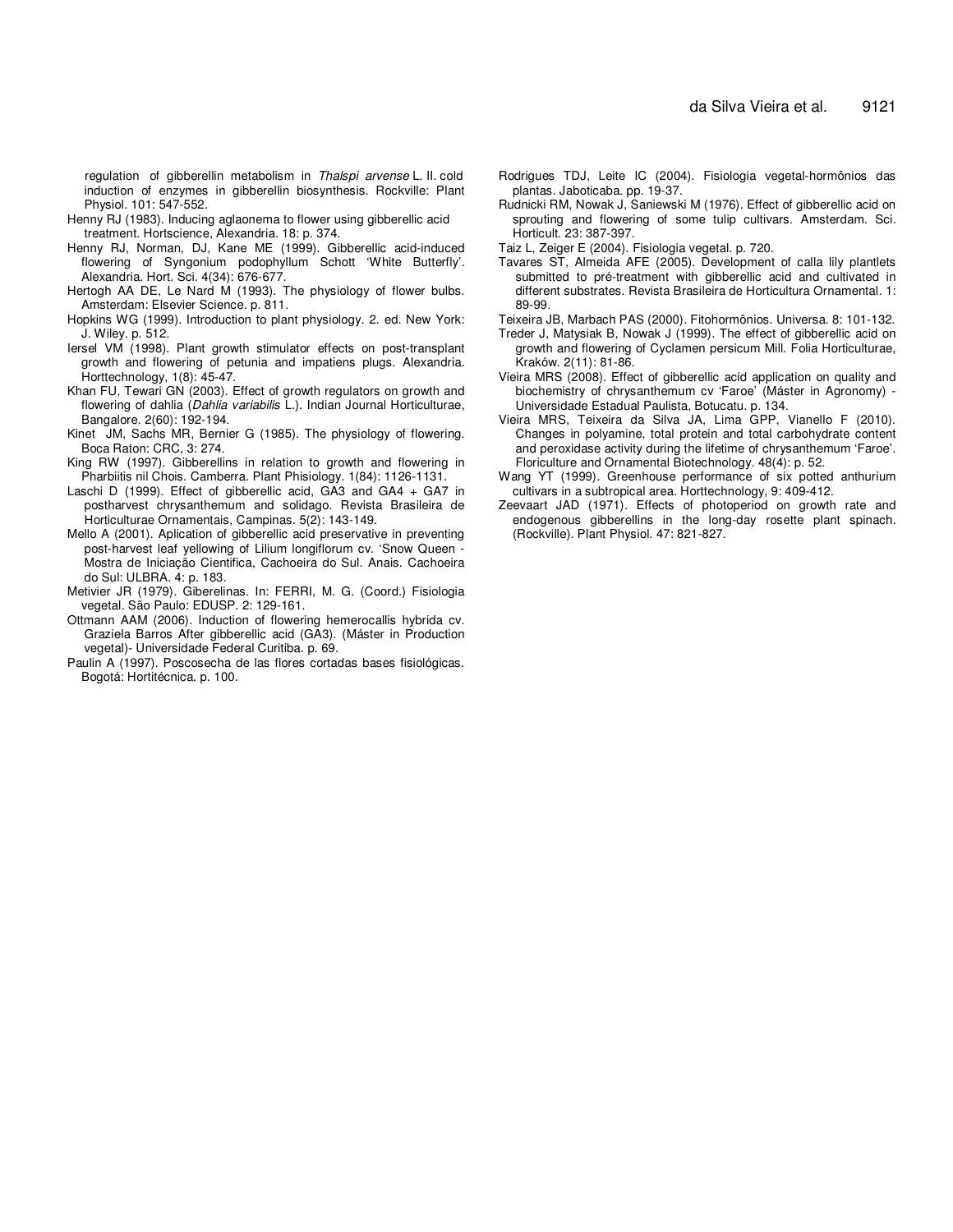regulation of gibberellin metabolism in *Thalspi arvense* L. II. cold induction of enzymes in gibberellin biosynthesis. Rockville: Plant Physiol. 101: 547-552.

Henny RJ (1983). Inducing aglaonema to flower using gibberellic acid treatment. Hortscience, Alexandria. 18: p. 374.

Henny RJ, Norman, DJ, Kane ME (1999). Gibberellic acid-induced flowering of Syngonium podophyllum Schott 'White Butterfly'. Alexandria. Hort. Sci. 4(34): 676-677.

Hertogh AA DE, Le Nard M (1993). The physiology of flower bulbs. Amsterdam: Elsevier Science. p. 811.

Hopkins WG (1999). Introduction to plant physiology. 2. ed. New York: J. Wiley. p. 512.

Iersel VM (1998). Plant growth stimulator effects on post-transplant growth and flowering of petunia and impatiens plugs. Alexandria. Horttechnology, 1(8): 45-47.

Khan FU, Tewari GN (2003). Effect of growth regulators on growth and flowering of dahlia (*Dahlia variabilis* L.). Indian Journal Horticulturae, Bangalore. 2(60): 192-194.

Kinet JM, Sachs MR, Bernier G (1985). The physiology of flowering. Boca Raton: CRC, 3: 274.

King RW (1997). Gibberellins in relation to growth and flowering in Pharbitis nil Chois. Camberra. Plant Phisiology. 1(84): 1126-1131.

Laschi D (1999). Effect of gibberellic acid, GA3 and GA4 + GA7 in postharvest chrysanthemum and solidago. Revista Brasileira de Horticulturae Ornamentais, Campinas. 5(2): 143-149.

Mello A (2001). Aplication of gibberellic acid preservative in preventing post-harvest leaf yellowing of Lilium longiflorum cv. 'Snow Queen - Mostra de Iniciação Cientifica, Cachoeira do Sul. Anais. Cachoeira do Sul: ULBRA. 4: p. 183.

Metivier JR (1979). Giberelinas. In: FERRI, M. G. (Coord.) Fisiologia vegetal. São Paulo: EDUSP. 2: 129-161.

Ottmann AAM (2006). Induction of flowering hemerocallis hybrida cv. Graziela Barros After gibberellic acid (GA3). (Máster in Production vegetal)- Universidade Federal Curitiba. p. 69.

Paulin A (1997). Poscosecha de las flores cortadas bases fisiológicas. Bogotá: Hortitécnica. p. 100.

Rodrigues TDJ, Leite IC (2004). Fisiologia vegetal-hormônios das plantas. Jaboticaba. pp. 19-37.

Rudnicki RM, Nowak J, Saniewski M (1976). Effect of gibberellic acid on sprouting and flowering of some tulip cultivars. Amsterdam. Sci. Horticult. 23: 387-397.

Taiz L, Zeiger E (2004). Fisiologia vegetal. p. 720.

Tavares ST, Almeida AFE (2005). Development of calla lily plantlets submitted to pré-treatment with gibberellic acid and cultivated in different substrates. Revista Brasileira de Horticultura Ornamental. 1: 89-99.

Teixeira JB, Marbach PAS (2000). Fitohormônios. Universa. 8: 101-132.

Treder J, Matysiak B, Nowak J (1999). The effect of gibberellic acid on growth and flowering of Cyclamen persicum Mill. Folia Horticulturae, Kraków. 2(11): 81-86.

Vieira MRS (2008). Effect of gibberellic acid application on quality and biochemistry of chrysanthemum cv 'Faroe' (Máster in Agronomy) - Universidade Estadual Paulista, Botucatu. p. 134.

Vieira MRS, Teixeira da Silva JA, Lima GPP, Vianello F (2010). Changes in polyamine, total protein and total carbohydrate content and peroxidase activity during the lifetime of chrysanthemum 'Faroe'. Floriculture and Ornamental Biotechnology. 48(4): p. 52.

Wang YT (1999). Greenhouse performance of six potted anthurium cultivars in a subtropical area. Horttechnology, 9: 409-412.

Zeevaart JAD (1971). Effects of photoperiod on growth rate and endogenous gibberellins in the long-day rosette plant spinach. (Rockville). Plant Physiol. 47: 821-827.